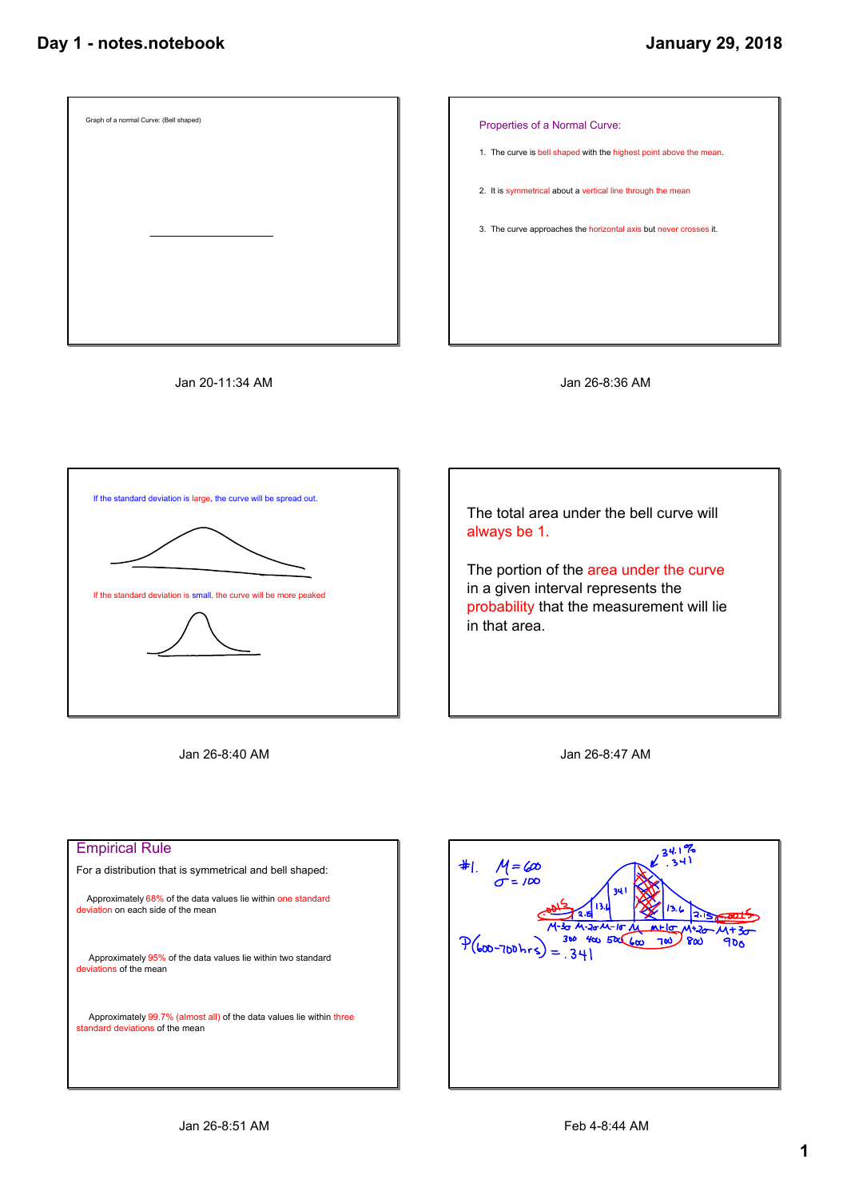Graph of a normal Curve: (Bell shaped)

Jan 20-11:34 AM

Properties of a Normal Curve:

1. The curve is bell shaped with the highest point above the mean.
2. It is symmetrical about a vertical line through the mean
3. The curve approaches the horizontal axis but never crosses it.

Jan 26-8:36 AM

If the standard deviation is large, the curve will be spread out.

If the standard deviation is small, the curve will be more peaked

Jan 26-8:40 AM

The total area under the bell curve will always be 1.

The portion of the area under the curve in a given interval represents the probability that the measurement will lie in that area.

Jan 26-8:47 AM

## Empirical Rule

For a distribution that is symmetrical and bell shaped:

Approximately 68% of the data values lie within one standard deviation on each side of the mean

Approximately 95% of the data values lie within two standard deviations of the mean

Approximately 99.7% (almost all) of the data values lie within three standard deviations of the mean

Jan 26-8:51 AM

#1. $\mu = 600$
$\sigma = 100$

34.1%
.341

.0015 2.15 13.6 34.1 13.6 2.15 .0015

$\mu-3\sigma$ $\mu-2\sigma$ $\mu-1\sigma$ $\mu$ $\mu+1\sigma$ $\mu+2\sigma$ $\mu+3\sigma$
300 400 500 600 700 800 900

$P(600\text{-}700\text{hrs}) = .341$

Feb 4-8:44 AM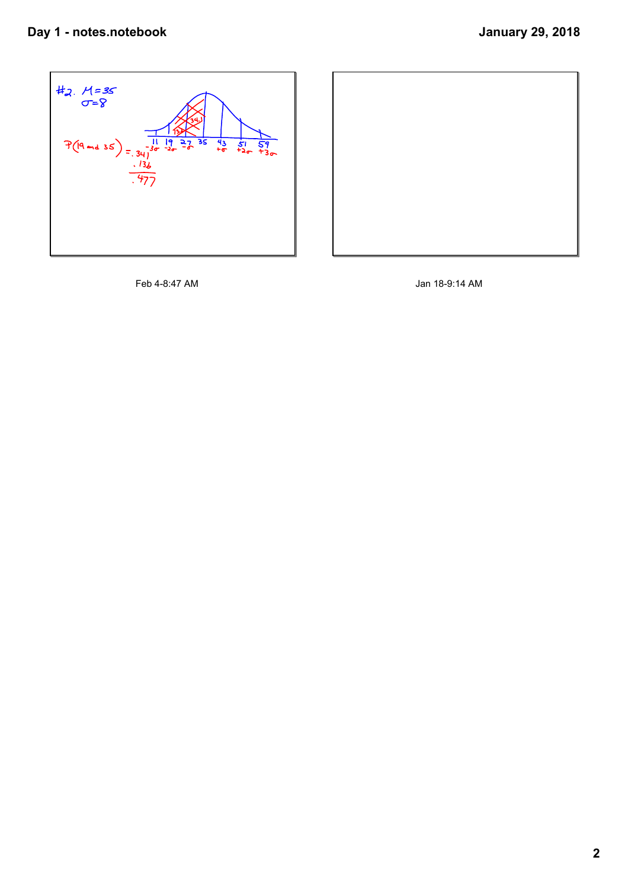#2. $\mu = 35$
$\sigma = 8$

11 19 27 35 43 51 59

$-3\sigma$ $-2\sigma$ $-\sigma$ $+\sigma$ $+2\sigma$ $+3\sigma$

.341

.136

$P(19 \text{ and } 35) = .341$
$\phantom{P(19 \text{ and } 35) =} .136$
$\phantom{P(19 \text{ and } 35) =} \overline{.477}$

Feb 4-8:47 AM

Jan 18-9:14 AM